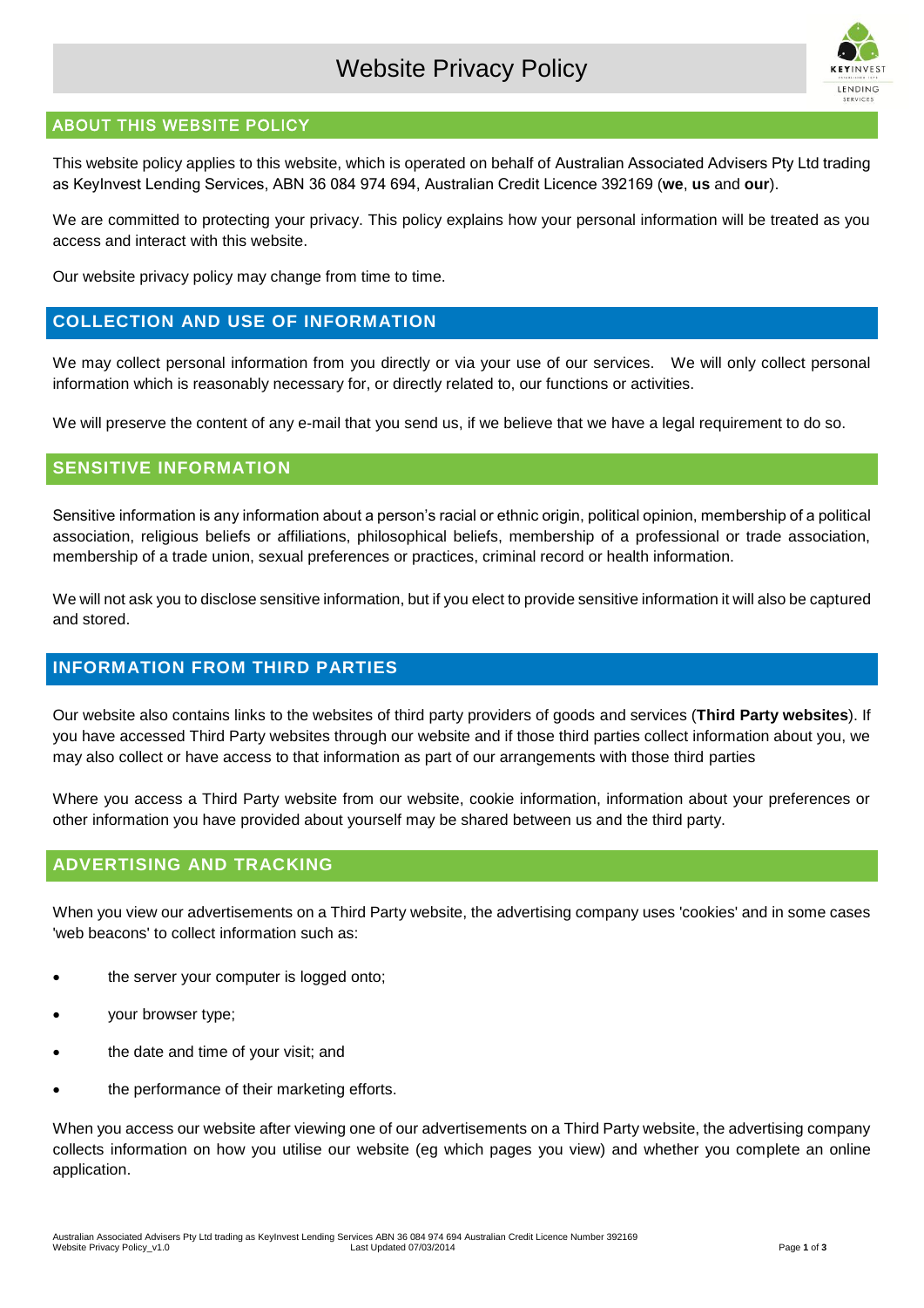# Website Privacy Policy

## ABOUT THIS WEBSITE POLICY

This website policy applies to this website, which is operated on behalf of Australian Associated Advisers Pty Ltd trading as KeyInvest Lending Services, ABN 36 084 974 694, Australian Credit Licence 392169 (**we**, **us** and **our**).

We are committed to protecting your privacy. This policy explains how your personal information will be treated as you access and interact with this website.

Our website privacy policy may change from time to time.

## COLLECTION AND USE OF INFORMATION

We may collect personal information from you directly or via your use of our services. We will only collect personal information which is reasonably necessary for, or directly related to, our functions or activities.

We will preserve the content of any e-mail that you send us, if we believe that we have a legal requirement to do so.

## SENSITIVE INFORMATION

Sensitive information is any information about a person's racial or ethnic origin, political opinion, membership of a political association, religious beliefs or affiliations, philosophical beliefs, membership of a professional or trade association, membership of a trade union, sexual preferences or practices, criminal record or health information.

We will not ask you to disclose sensitive information, but if you elect to provide sensitive information it will also be captured and stored.

## INFORMATION FROM THIRD PARTIES

Our website also contains links to the websites of third party providers of goods and services (**Third Party websites**). If you have accessed Third Party websites through our website and if those third parties collect information about you, we may also collect or have access to that information as part of our arrangements with those third parties

Where you access a Third Party website from our website, cookie information, information about your preferences or other information you have provided about yourself may be shared between us and the third party.

## ADVERTISING AND TRACKING

When you view our advertisements on a Third Party website, the advertising company uses 'cookies' and in some cases 'web beacons' to collect information such as:

- the server your computer is logged onto;
- your browser type;
- the date and time of your visit; and
- the performance of their marketing efforts.

When you access our website after viewing one of our advertisements on a Third Party website, the advertising company collects information on how you utilise our website (eg which pages you view) and whether you complete an online application.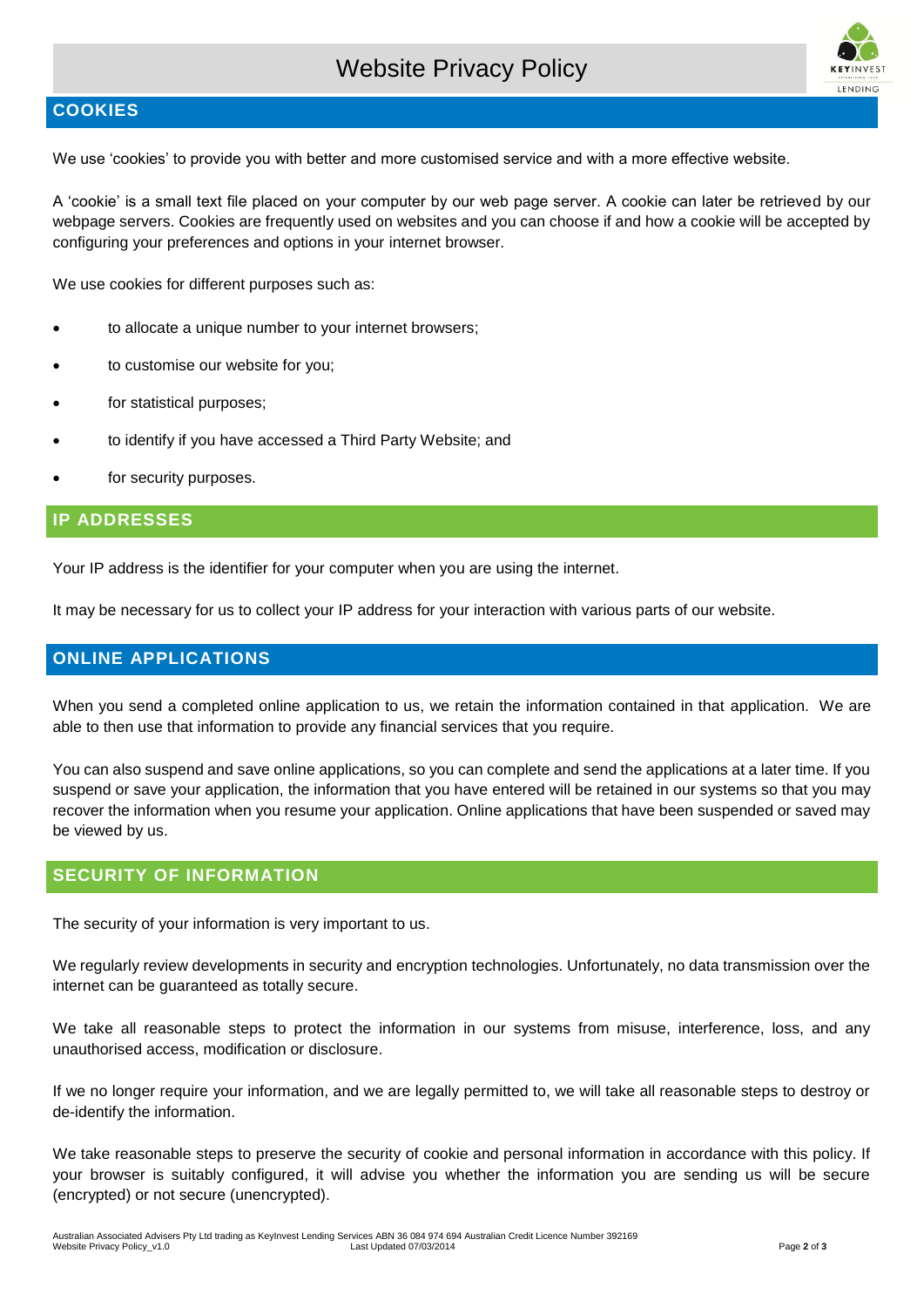## COOKIES

We use 'cookies' to provide you with better and more customised service and with a more effective website.

A 'cookie' is a small text file placed on your computer by our web page server. A cookie can later be retrieved by our webpage servers. Cookies are frequently used on websites and you can choose if and how a cookie will be accepted by configuring your preferences and options in your internet browser.

We use cookies for different purposes such as:

- to allocate a unique number to your internet browsers;
- to customise our website for you;
- for statistical purposes;
- to identify if you have accessed a Third Party Website; and
- for security purposes.

## IP ADDRESSES

Your IP address is the identifier for your computer when you are using the internet.

It may be necessary for us to collect your IP address for your interaction with various parts of our website.

## ONLINE APPLICATIONS

When you send a completed online application to us, we retain the information contained in that application. We are able to then use that information to provide any financial services that you require.

You can also suspend and save online applications, so you can complete and send the applications at a later time. If you suspend or save your application, the information that you have entered will be retained in our systems so that you may recover the information when you resume your application. Online applications that have been suspended or saved may be viewed by us.

## SECURITY OF INFORMATION

The security of your information is very important to us.

We regularly review developments in security and encryption technologies. Unfortunately, no data transmission over the internet can be guaranteed as totally secure.

We take all reasonable steps to protect the information in our systems from misuse, interference, loss, and any unauthorised access, modification or disclosure.

If we no longer require your information, and we are legally permitted to, we will take all reasonable steps to destroy or de-identify the information.

We take reasonable steps to preserve the security of cookie and personal information in accordance with this policy. If your browser is suitably configured, it will advise you whether the information you are sending us will be secure (encrypted) or not secure (unencrypted).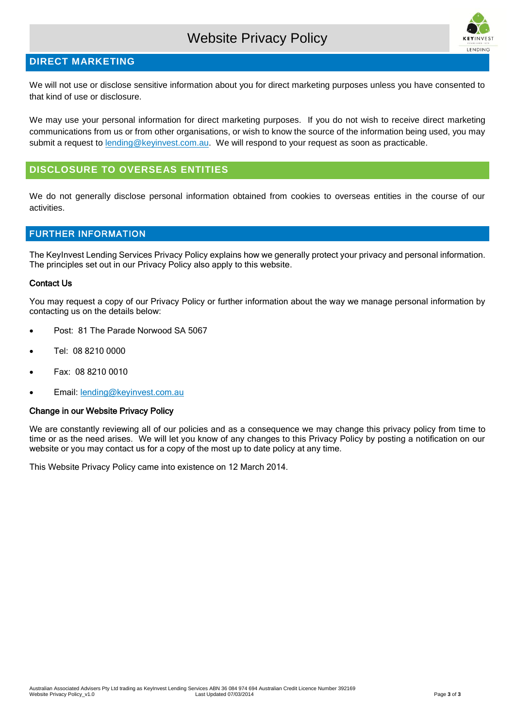## DIRECT MARKETING

We will not use or disclose sensitive information about you for direct marketing purposes unless you have consented to that kind of use or disclosure.

We may use your personal information for direct marketing purposes. If you do not wish to receive direct marketing communications from us or from other organisations, or wish to know the source of the information being used, you may submit a request to lending@keyinvest.com.au. We will respond to your request as soon as practicable.

## DISCLOSURE TO OVERSEAS ENTITIES

We do not generally disclose personal information obtained from cookies to overseas entities in the course of our activities.

## FURTHER INFORMATION

The KeyInvest Lending Services Privacy Policy explains how we generally protect your privacy and personal information. The principles set out in our Privacy Policy also apply to this website.

### Contact Us

You may request a copy of our Privacy Policy or further information about the way we manage personal information by contacting us on the details below:

- Post: 81 The Parade Norwood SA 5067
- Tel: 08 8210 0000
- Fax: 08 8210 0010
- Email: lending@keyinvest.com.au

### Change in our Website Privacy Policy

We are constantly reviewing all of our policies and as a consequence we may change this privacy policy from time to time or as the need arises. We will let you know of any changes to this Privacy Policy by posting a notification on our website or you may contact us for a copy of the most up to date policy at any time.

This Website Privacy Policy came into existence on 12 March 2014.